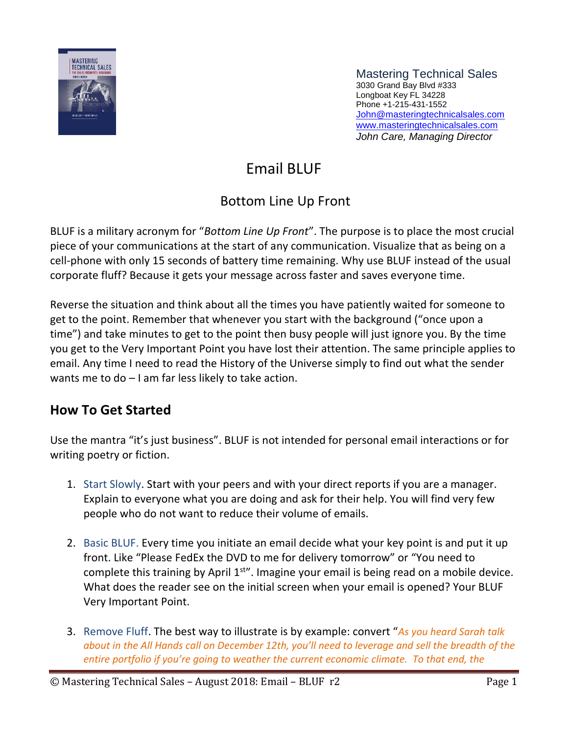Mastering Technical Sales
3030 Grand Bay Blvd #333
Longboat Key FL 34228
Phone +1-215-431-1552
John@masteringtechnicalsales.com
www.masteringtechnicalsales.com
*John Care, Managing Director*

# Email BLUF

## Bottom Line Up Front

BLUF is a military acronym for "*Bottom Line Up Front*". The purpose is to place the most crucial piece of your communications at the start of any communication. Visualize that as being on a cell-phone with only 15 seconds of battery time remaining. Why use BLUF instead of the usual corporate fluff? Because it gets your message across faster and saves everyone time.

Reverse the situation and think about all the times you have patiently waited for someone to get to the point. Remember that whenever you start with the background ("once upon a time") and take minutes to get to the point then busy people will just ignore you. By the time you get to the Very Important Point you have lost their attention. The same principle applies to email. Any time I need to read the History of the Universe simply to find out what the sender wants me to do – I am far less likely to take action.

## How To Get Started

Use the mantra "it's just business". BLUF is not intended for personal email interactions or for writing poetry or fiction.

1. Start Slowly. Start with your peers and with your direct reports if you are a manager. Explain to everyone what you are doing and ask for their help. You will find very few people who do not want to reduce their volume of emails.

2. Basic BLUF. Every time you initiate an email decide what your key point is and put it up front. Like "Please FedEx the DVD to me for delivery tomorrow" or "You need to complete this training by April 1st". Imagine your email is being read on a mobile device. What does the reader see on the initial screen when your email is opened? Your BLUF Very Important Point.

3. Remove Fluff. The best way to illustrate is by example: convert "*As you heard Sarah talk about in the All Hands call on December 12th, you'll need to leverage and sell the breadth of the entire portfolio if you're going to weather the current economic climate. To that end, the*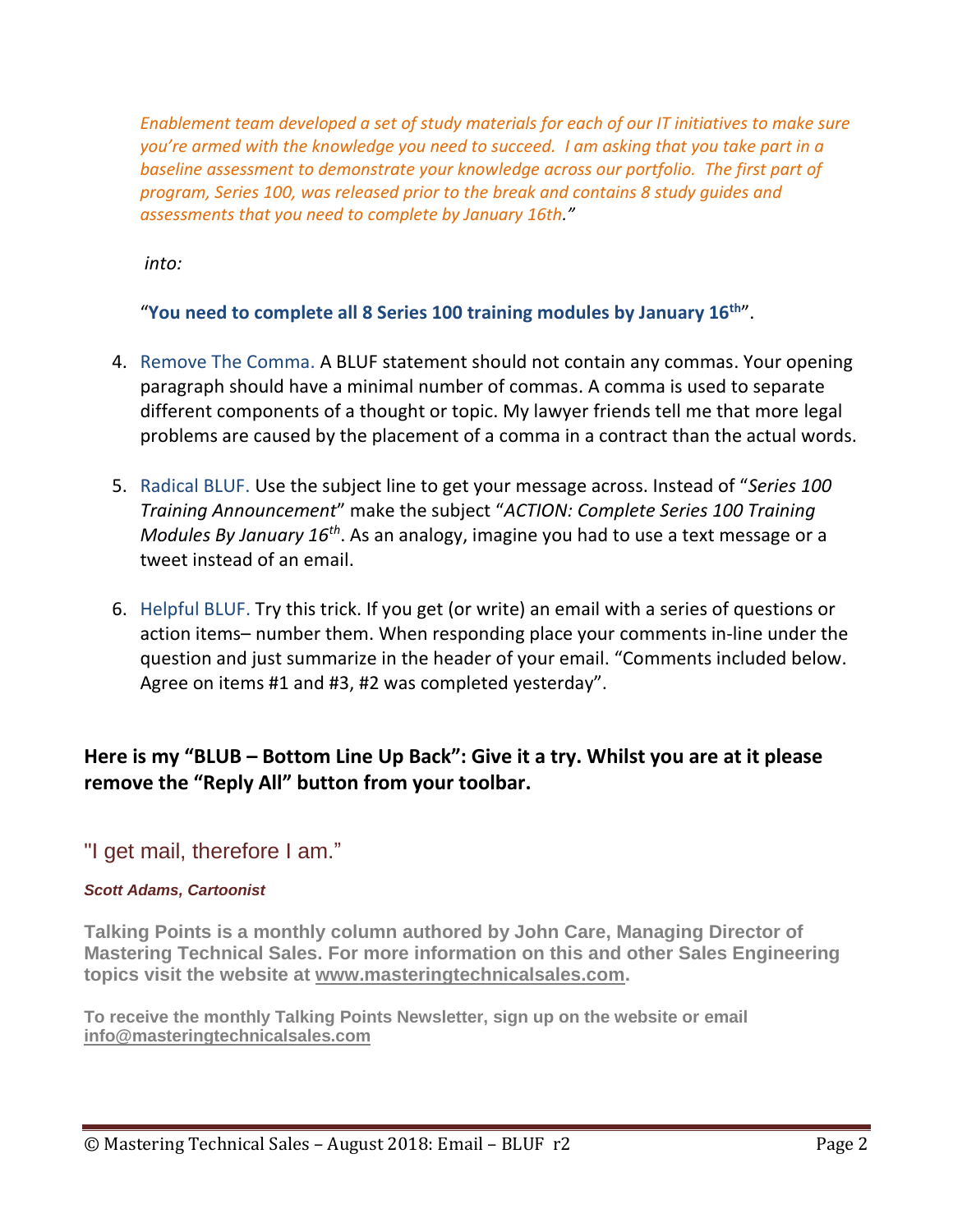*Enablement team developed a set of study materials for each of our IT initiatives to make sure you're armed with the knowledge you need to succeed. I am asking that you take part in a baseline assessment to demonstrate your knowledge across our portfolio. The first part of program, Series 100, was released prior to the break and contains 8 study guides and assessments that you need to complete by January 16th."*

*into:*

"**You need to complete all 8 Series 100 training modules by January 16th**".

4. Remove The Comma. A BLUF statement should not contain any commas. Your opening paragraph should have a minimal number of commas. A comma is used to separate different components of a thought or topic. My lawyer friends tell me that more legal problems are caused by the placement of a comma in a contract than the actual words.

5. Radical BLUF. Use the subject line to get your message across. Instead of "*Series 100 Training Announcement*" make the subject "*ACTION: Complete Series 100 Training Modules By January 16th*. As an analogy, imagine you had to use a text message or a tweet instead of an email.

6. Helpful BLUF. Try this trick. If you get (or write) an email with a series of questions or action items– number them. When responding place your comments in-line under the question and just summarize in the header of your email. "Comments included below. Agree on items #1 and #3, #2 was completed yesterday".

**Here is my "BLUB – Bottom Line Up Back": Give it a try. Whilst you are at it please remove the "Reply All" button from your toolbar.**

"I get mail, therefore I am."

***Scott Adams, Cartoonist***

**Talking Points is a monthly column authored by John Care, Managing Director of Mastering Technical Sales. For more information on this and other Sales Engineering topics visit the website at www.masteringtechnicalsales.com.**

**To receive the monthly Talking Points Newsletter, sign up on the website or email info@masteringtechnicalsales.com**

© Mastering Technical Sales – August 2018: Email – BLUF r2